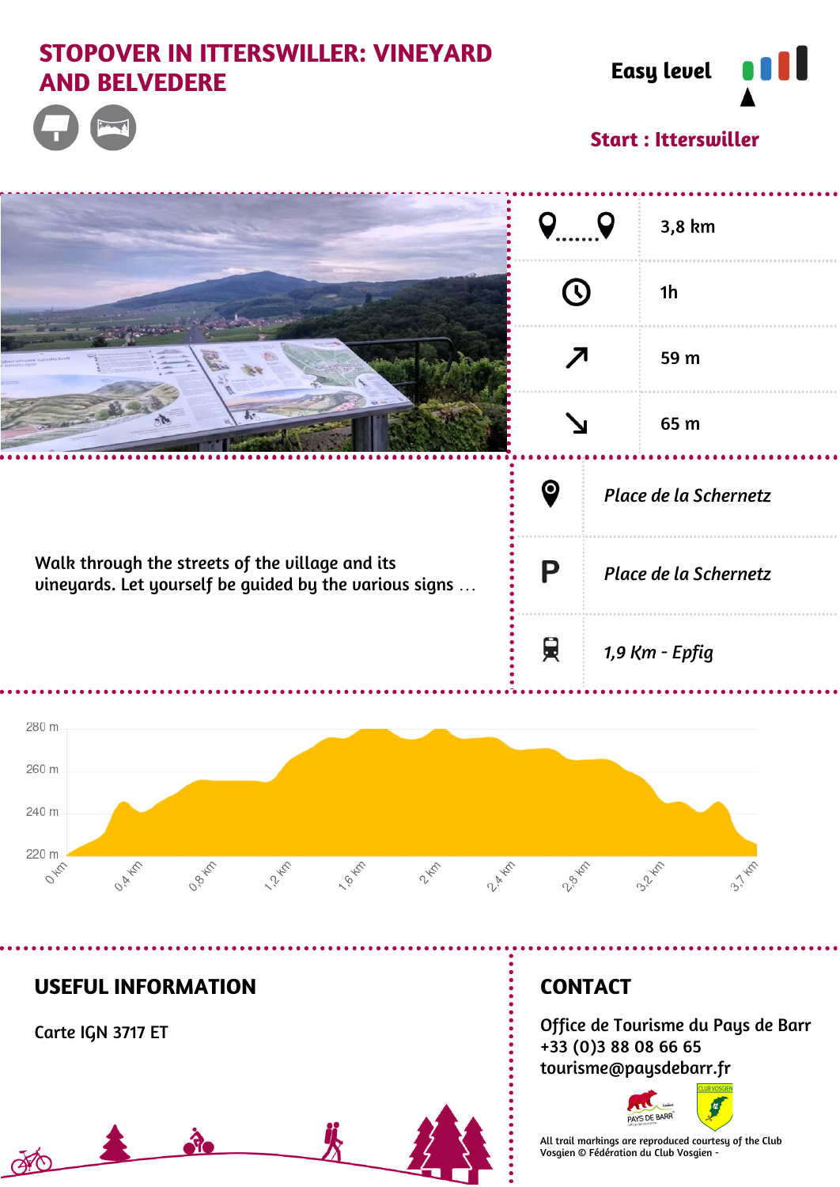# STOPOVER IN ITTERSWILLER: VINEYARD AND BELVEDERE

**Easy level**

**Start : Itterswiller**

| | |
|---|---|
| Distance | 3,8 km |
| Duration | 1h |
| Ascent | 59 m |
| Descent | 65 m |

Walk through the streets of the village and its vineyards. Let yourself be guided by the various signs ...

| | |
|---|---|
| Starting point | *Place de la Schernetz* |
| Parking | *Place de la Schernetz* |
| Train station | *1,9 Km - Epfig* |

280 m
260 m
240 m
220 m

0 km, 0,4 km, 0,8 km, 1,2 km, 1,6 km, 2 km, 2,4 km, 2,8 km, 3,2 km, 3,7 km

## USEFUL INFORMATION

Carte IGN 3717 ET

## CONTACT

Office de Tourisme du Pays de Barr
+33 (0)3 88 08 66 65
tourisme@paysdebarr.fr

All trail markings are reproduced courtesy of the Club Vosgien © Fédération du Club Vosgien -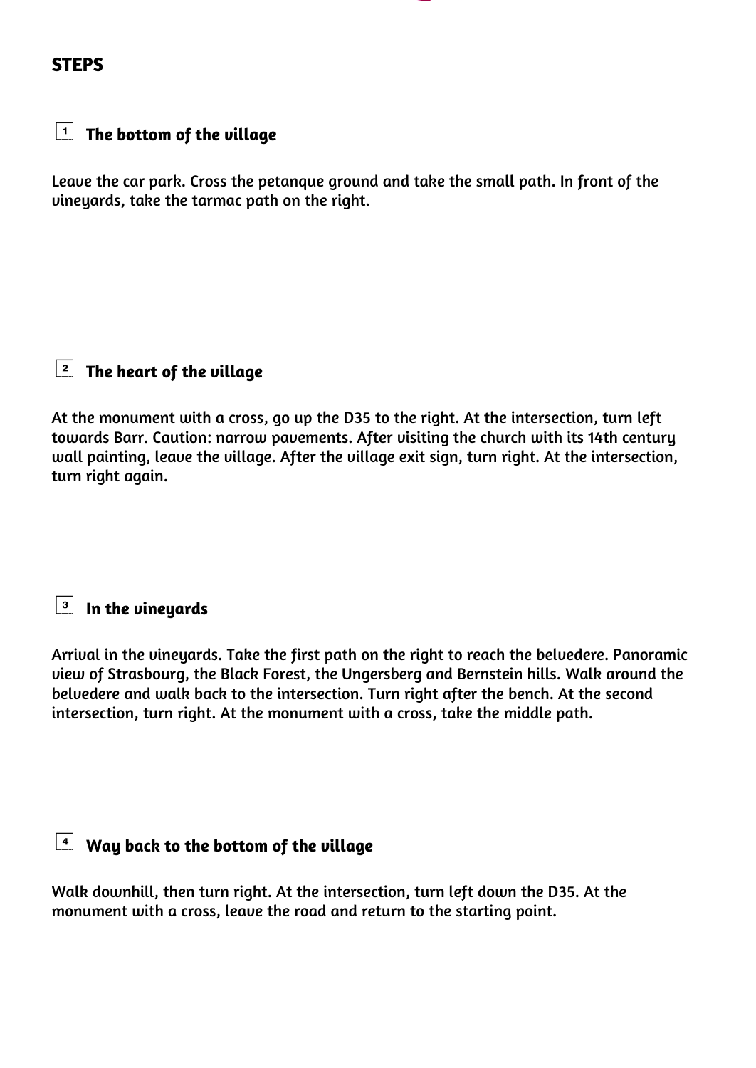## STEPS

### 1 The bottom of the village

Leave the car park. Cross the petanque ground and take the small path. In front of the vineyards, take the tarmac path on the right.

### 2 The heart of the village

At the monument with a cross, go up the D35 to the right. At the intersection, turn left towards Barr. Caution: narrow pavements. After visiting the church with its 14th century wall painting, leave the village. After the village exit sign, turn right. At the intersection, turn right again.

### 3 In the vineyards

Arrival in the vineyards. Take the first path on the right to reach the belvedere. Panoramic view of Strasbourg, the Black Forest, the Ungersberg and Bernstein hills. Walk around the belvedere and walk back to the intersection. Turn right after the bench. At the second intersection, turn right. At the monument with a cross, take the middle path.

### 4 Way back to the bottom of the village

Walk downhill, then turn right. At the intersection, turn left down the D35. At the monument with a cross, leave the road and return to the starting point.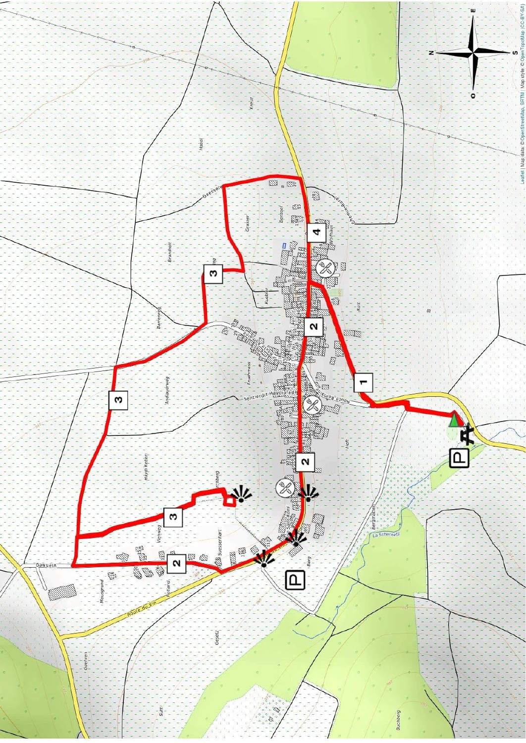Leaflet | Map data: © OpenStreetMap, SRTM | Map style: © OpenTopoMap (CC-BY-SA)

1

2

3

4

Route du Vin

Route Romaine

Sentier dit Haycip

Vianweg

Gaesselw

Hasel

Kreiz

Brandreit

Grasser

Benssel

Vorhaus

Roit

Kuebler

Barreweg

Fruehmess

Andlauerweg

Heft

Haydi Reben

Kirchberg

Viehweg

Suessenhart

Berg

Bergmatten

La Scherneltz

Mausgrund

Gesetz

Goehren

Sutt

Buchberg